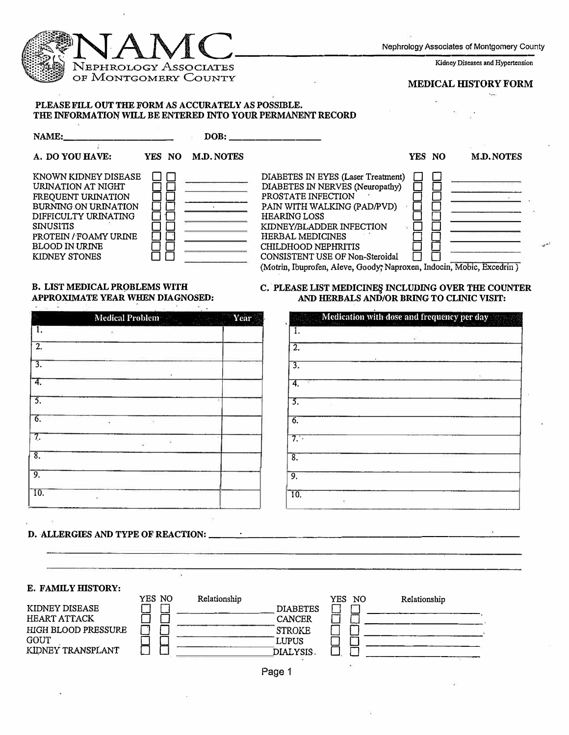# NAMC

NEPHROLOGY ASSOCIATES OF MONTGOMERY COUNTY

Nephrology Associates of Montgomery County

Kidney Diseases and Hypertension

## MEDICAL HISTORY FORM

**PLEASE FILL OUT THE FORM AS ACCURATELY AS POSSIBLE.**
**THE INFORMATION WILL BE ENTERED INTO YOUR PERMANENT RECORD**

**NAME:** ____________________ **DOB:** ____________________

### A. DO YOU HAVE:

| | YES | NO | M.D. NOTES |
|---|---|---|---|
| KNOWN KIDNEY DISEASE | ☐ | ☐ | |
| URINATION AT NIGHT | ☐ | ☐ | |
| FREQUENT URINATION | ☐ | ☐ | |
| BURNING ON URINATION | ☐ | ☐ | |
| DIFFICULTY URINATING | ☐ | ☐ | |
| SINUSITIS | ☐ | ☐ | |
| PROTEIN / FOAMY URINE | ☐ | ☐ | |
| BLOOD IN URINE | ☐ | ☐ | |
| KIDNEY STONES | ☐ | ☐ | |
| DIABETES IN EYES (Laser Treatment) | ☐ | ☐ | |
| DIABETES IN NERVES (Neuropathy) | ☐ | ☐ | |
| PROSTATE INFECTION | ☐ | ☐ | |
| PAIN WITH WALKING (PAD/PVD) | ☐ | ☐ | |
| HEARING LOSS | ☐ | ☐ | |
| KIDNEY/BLADDER INFECTION | ☐ | ☐ | |
| HERBAL MEDICINES | ☐ | ☐ | |
| CHILDHOOD NEPHRITIS | ☐ | ☐ | |
| CONSISTENT USE OF Non-Steroidal (Motrin, Ibuprofen, Aleve, Goody, Naproxen, Indocin, Mobic, Excedrin) | ☐ | ☐ | |

### B. LIST MEDICAL PROBLEMS WITH APPROXIMATE YEAR WHEN DIAGNOSED:

| Medical Problem | Year |
|---|---|
| 1. | |
| 2. | |
| 3. | |
| 4. | |
| 5. | |
| 6. | |
| 7. | |
| 8. | |
| 9. | |
| 10. | |

### C. PLEASE LIST MEDICINES INCLUDING OVER THE COUNTER AND HERBALS AND/OR BRING TO CLINIC VISIT:

| Medication with dose and frequency per day |
|---|
| 1. |
| 2. |
| 3. |
| 4. |
| 5. |
| 6. |
| 7. |
| 8. |
| 9. |
| 10. |

### D. ALLERGIES AND TYPE OF REACTION:

______________________________________________________________

______________________________________________________________

______________________________________________________________

### E. FAMILY HISTORY:

| | YES | NO | Relationship |
|---|---|---|---|
| KIDNEY DISEASE | ☐ | ☐ | |
| HEART ATTACK | ☐ | ☐ | |
| HIGH BLOOD PRESSURE | ☐ | ☐ | |
| GOUT | ☐ | ☐ | |
| KIDNEY TRANSPLANT | ☐ | ☐ | |
| DIABETES | ☐ | ☐ | |
| CANCER | ☐ | ☐ | |
| STROKE | ☐ | ☐ | |
| LUPUS | ☐ | ☐ | |
| DIALYSIS | ☐ | ☐ | |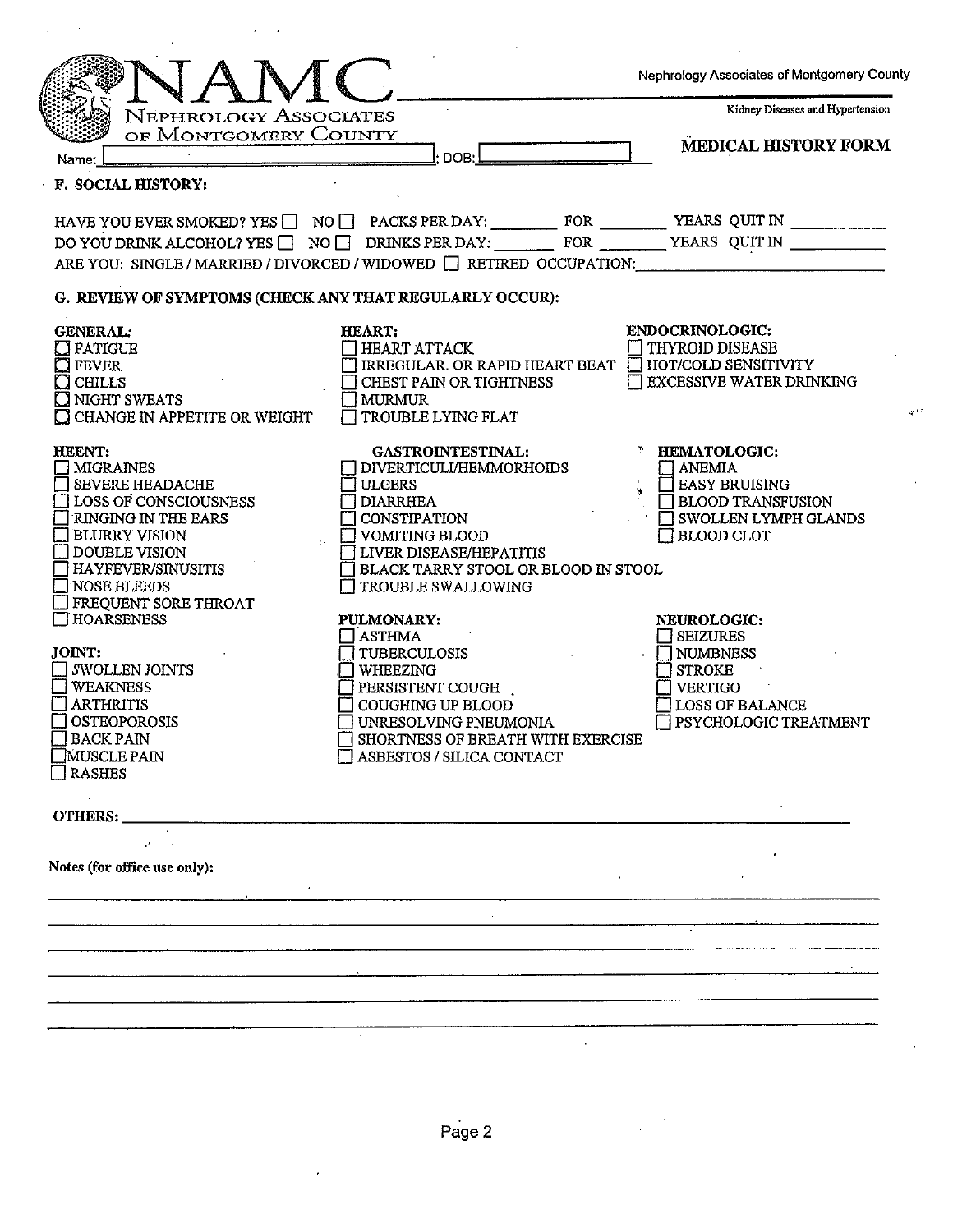# NAMC

NEPHROLOGY ASSOCIATES OF MONTGOMERY COUNTY

Nephrology Associates of Montgomery County

Kidney Diseases and Hypertension

## MEDICAL HISTORY FORM

Name: ____________________; DOB: ____________

### F. SOCIAL HISTORY:

HAVE YOU EVER SMOKED? YES ☐ NO ☐ PACKS PER DAY: ________ FOR ________ YEARS QUIT IN ___________

DO YOU DRINK ALCOHOL? YES ☐ NO ☐ DRINKS PER DAY: ________ FOR ________ YEARS QUIT IN ___________

ARE YOU: SINGLE / MARRIED / DIVORCED / WIDOWED ☐ RETIRED OCCUPATION: ____________________

### G. REVIEW OF SYMPTOMS (CHECK ANY THAT REGULARLY OCCUR):

**GENERAL:**
- ☐ FATIGUE
- ☐ FEVER
- ☐ CHILLS
- ☐ NIGHT SWEATS
- ☐ CHANGE IN APPETITE OR WEIGHT

**HEART:**
- ☐ HEART ATTACK
- ☐ IRREGULAR OR RAPID HEART BEAT
- ☐ CHEST PAIN OR TIGHTNESS
- ☐ MURMUR
- ☐ TROUBLE LYING FLAT

**ENDOCRINOLOGIC:**
- ☐ THYROID DISEASE
- ☐ HOT/COLD SENSITIVITY
- ☐ EXCESSIVE WATER DRINKING

**HEENT:**
- ☐ MIGRAINES
- ☐ SEVERE HEADACHE
- ☐ LOSS OF CONSCIOUSNESS
- ☐ RINGING IN THE EARS
- ☐ BLURRY VISION
- ☐ DOUBLE VISION
- ☐ HAYFEVER/SINUSITIS
- ☐ NOSE BLEEDS
- ☐ FREQUENT SORE THROAT
- ☐ HOARSENESS

**GASTROINTESTINAL:**
- ☐ DIVERTICULI/HEMMORHOIDS
- ☐ ULCERS
- ☐ DIARRHEA
- ☐ CONSTIPATION
- ☐ VOMITING BLOOD
- ☐ LIVER DISEASE/HEPATITIS
- ☐ BLACK TARRY STOOL OR BLOOD IN STOOL
- ☐ TROUBLE SWALLOWING

**HEMATOLOGIC:**
- ☐ ANEMIA
- ☐ EASY BRUISING
- ☐ BLOOD TRANSFUSION
- ☐ SWOLLEN LYMPH GLANDS
- ☐ BLOOD CLOT

**JOINT:**
- ☐ SWOLLEN JOINTS
- ☐ WEAKNESS
- ☐ ARTHRITIS
- ☐ OSTEOPOROSIS
- ☐ BACK PAIN
- ☐ MUSCLE PAIN
- ☐ RASHES

**PULMONARY:**
- ☐ ASTHMA
- ☐ TUBERCULOSIS
- ☐ WHEEZING
- ☐ PERSISTENT COUGH
- ☐ COUGHING UP BLOOD
- ☐ UNRESOLVING PNEUMONIA
- ☐ SHORTNESS OF BREATH WITH EXERCISE
- ☐ ASBESTOS / SILICA CONTACT

**NEUROLOGIC:**
- ☐ SEIZURES
- ☐ NUMBNESS
- ☐ STROKE
- ☐ VERTIGO
- ☐ LOSS OF BALANCE
- ☐ PSYCHOLOGIC TREATMENT

**OTHERS:** ____________________________________________

**Notes (for office use only):**

______________________________________________________

______________________________________________________

______________________________________________________

______________________________________________________

______________________________________________________

______________________________________________________